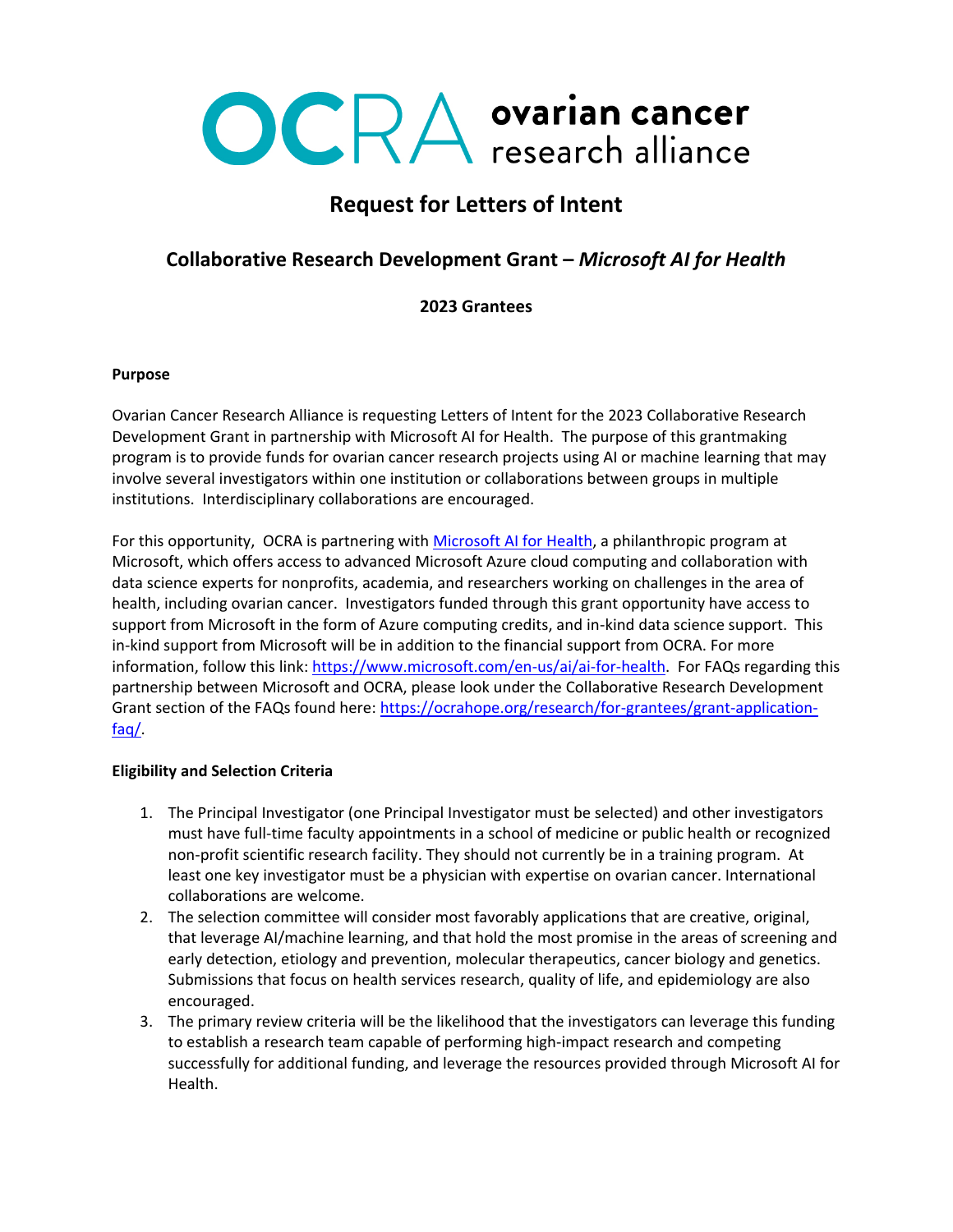# OCRA ovarian cancer research alliance

## Request for Letters of Intent

### Collaborative Research Development Grant – *Microsoft AI for Health*

**2023 Grantees**

**Purpose**

Ovarian Cancer Research Alliance is requesting Letters of Intent for the 2023 Collaborative Research Development Grant in partnership with Microsoft AI for Health. The purpose of this grantmaking program is to provide funds for ovarian cancer research projects using AI or machine learning that may involve several investigators within one institution or collaborations between groups in multiple institutions. Interdisciplinary collaborations are encouraged.

For this opportunity, OCRA is partnering with [Microsoft AI for Health](https://www.microsoft.com/en-us/ai/ai-for-health), a philanthropic program at Microsoft, which offers access to advanced Microsoft Azure cloud computing and collaboration with data science experts for nonprofits, academia, and researchers working on challenges in the area of health, including ovarian cancer. Investigators funded through this grant opportunity have access to support from Microsoft in the form of Azure computing credits, and in-kind data science support. This in-kind support from Microsoft will be in addition to the financial support from OCRA. For more information, follow this link: https://www.microsoft.com/en-us/ai/ai-for-health. For FAQs regarding this partnership between Microsoft and OCRA, please look under the Collaborative Research Development Grant section of the FAQs found here: https://ocrahope.org/research/for-grantees/grant-application-faq/.

**Eligibility and Selection Criteria**

1. The Principal Investigator (one Principal Investigator must be selected) and other investigators must have full-time faculty appointments in a school of medicine or public health or recognized non-profit scientific research facility. They should not currently be in a training program. At least one key investigator must be a physician with expertise on ovarian cancer. International collaborations are welcome.
2. The selection committee will consider most favorably applications that are creative, original, that leverage AI/machine learning, and that hold the most promise in the areas of screening and early detection, etiology and prevention, molecular therapeutics, cancer biology and genetics. Submissions that focus on health services research, quality of life, and epidemiology are also encouraged.
3. The primary review criteria will be the likelihood that the investigators can leverage this funding to establish a research team capable of performing high-impact research and competing successfully for additional funding, and leverage the resources provided through Microsoft AI for Health.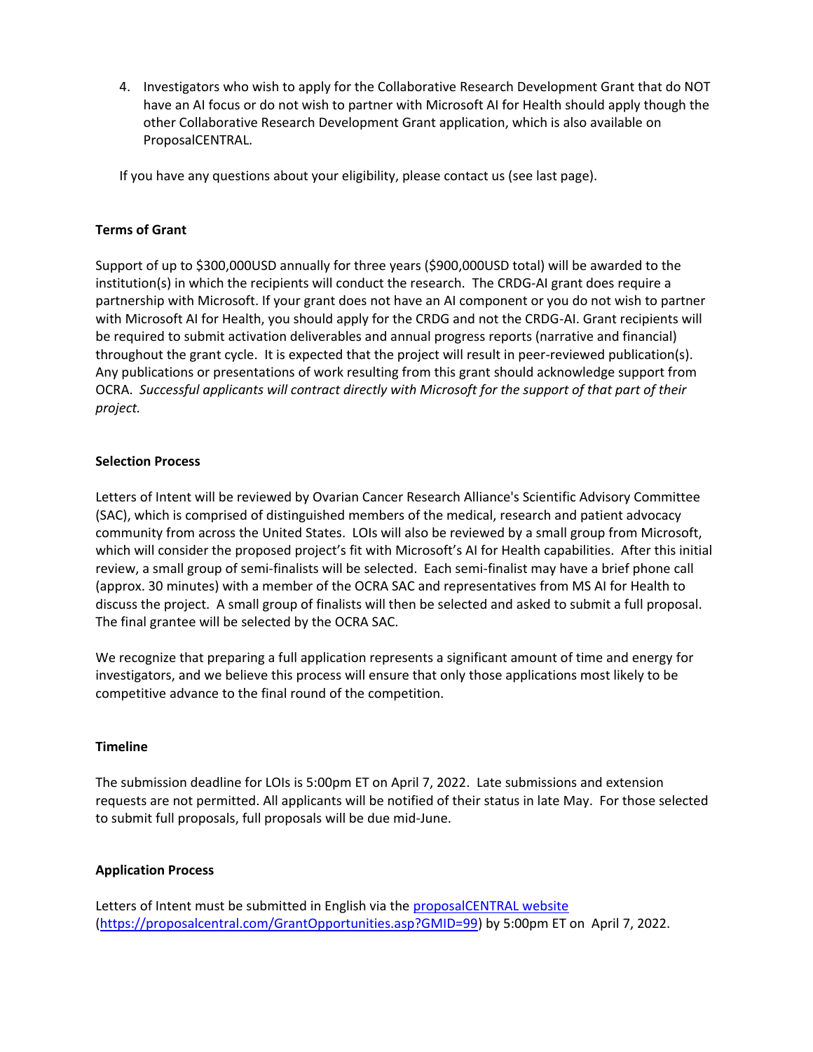4. Investigators who wish to apply for the Collaborative Research Development Grant that do NOT have an AI focus or do not wish to partner with Microsoft AI for Health should apply though the other Collaborative Research Development Grant application, which is also available on ProposalCENTRAL.

If you have any questions about your eligibility, please contact us (see last page).

**Terms of Grant**

Support of up to $300,000USD annually for three years ($900,000USD total) will be awarded to the institution(s) in which the recipients will conduct the research. The CRDG-AI grant does require a partnership with Microsoft. If your grant does not have an AI component or you do not wish to partner with Microsoft AI for Health, you should apply for the CRDG and not the CRDG-AI. Grant recipients will be required to submit activation deliverables and annual progress reports (narrative and financial) throughout the grant cycle. It is expected that the project will result in peer-reviewed publication(s). Any publications or presentations of work resulting from this grant should acknowledge support from OCRA. *Successful applicants will contract directly with Microsoft for the support of that part of their project.*

**Selection Process**

Letters of Intent will be reviewed by Ovarian Cancer Research Alliance's Scientific Advisory Committee (SAC), which is comprised of distinguished members of the medical, research and patient advocacy community from across the United States. LOIs will also be reviewed by a small group from Microsoft, which will consider the proposed project's fit with Microsoft's AI for Health capabilities. After this initial review, a small group of semi-finalists will be selected. Each semi-finalist may have a brief phone call (approx. 30 minutes) with a member of the OCRA SAC and representatives from MS AI for Health to discuss the project. A small group of finalists will then be selected and asked to submit a full proposal. The final grantee will be selected by the OCRA SAC.

We recognize that preparing a full application represents a significant amount of time and energy for investigators, and we believe this process will ensure that only those applications most likely to be competitive advance to the final round of the competition.

**Timeline**

The submission deadline for LOIs is 5:00pm ET on April 7, 2022. Late submissions and extension requests are not permitted. All applicants will be notified of their status in late May. For those selected to submit full proposals, full proposals will be due mid-June.

**Application Process**

Letters of Intent must be submitted in English via the [proposalCENTRAL website](https://proposalcentral.com/GrantOpportunities.asp?GMID=99) (https://proposalcentral.com/GrantOpportunities.asp?GMID=99) by 5:00pm ET on April 7, 2022.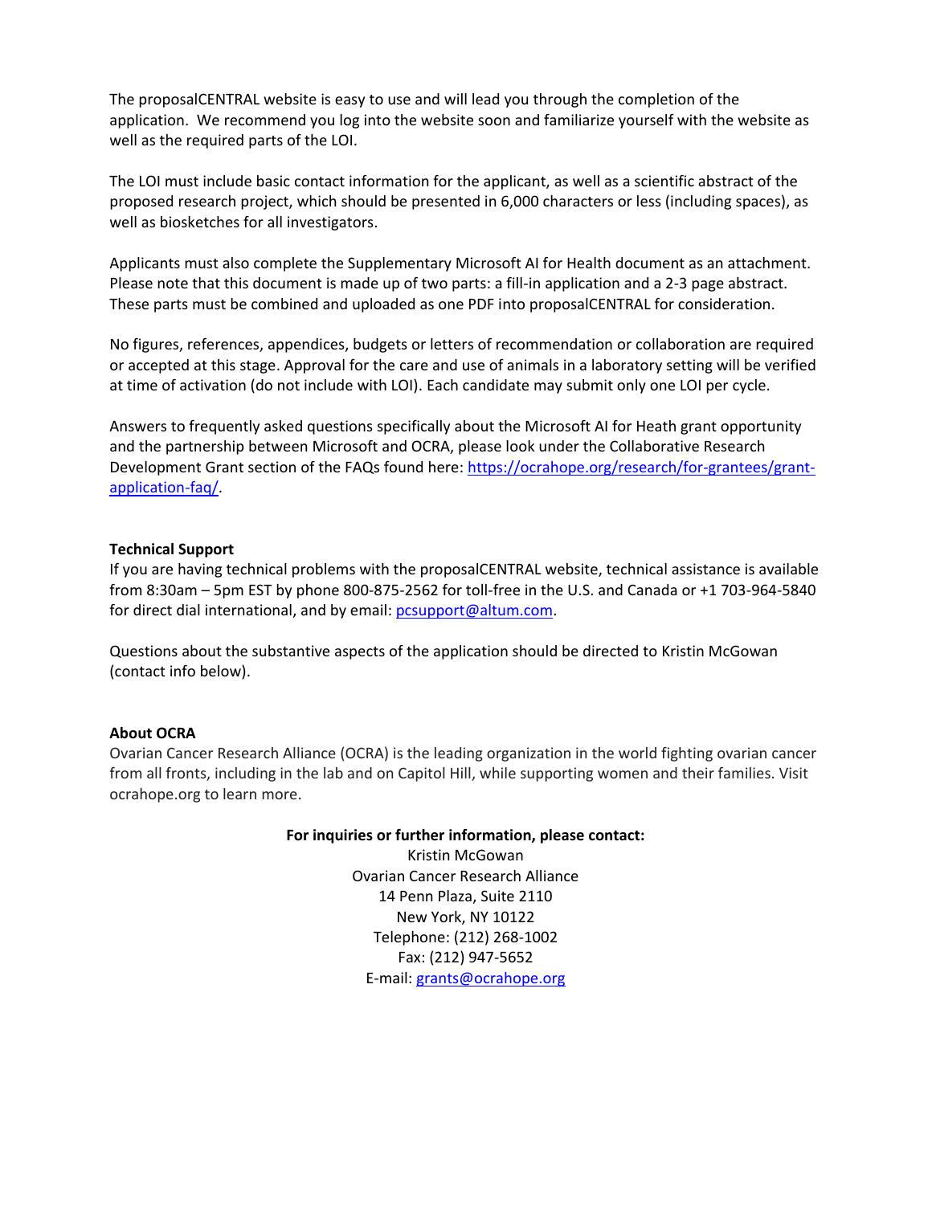The proposalCENTRAL website is easy to use and will lead you through the completion of the application. We recommend you log into the website soon and familiarize yourself with the website as well as the required parts of the LOI.

The LOI must include basic contact information for the applicant, as well as a scientific abstract of the proposed research project, which should be presented in 6,000 characters or less (including spaces), as well as biosketches for all investigators.

Applicants must also complete the Supplementary Microsoft AI for Health document as an attachment. Please note that this document is made up of two parts: a fill-in application and a 2-3 page abstract. These parts must be combined and uploaded as one PDF into proposalCENTRAL for consideration.

No figures, references, appendices, budgets or letters of recommendation or collaboration are required or accepted at this stage. Approval for the care and use of animals in a laboratory setting will be verified at time of activation (do not include with LOI). Each candidate may submit only one LOI per cycle.

Answers to frequently asked questions specifically about the Microsoft AI for Heath grant opportunity and the partnership between Microsoft and OCRA, please look under the Collaborative Research Development Grant section of the FAQs found here: [https://ocrahope.org/research/for-grantees/grant-application-faq/](https://ocrahope.org/research/for-grantees/grant-application-faq/).

**Technical Support**

If you are having technical problems with the proposalCENTRAL website, technical assistance is available from 8:30am – 5pm EST by phone 800-875-2562 for toll-free in the U.S. and Canada or +1 703-964-5840 for direct dial international, and by email: [pcsupport@altum.com](mailto:pcsupport@altum.com).

Questions about the substantive aspects of the application should be directed to Kristin McGowan (contact info below).

**About OCRA**

Ovarian Cancer Research Alliance (OCRA) is the leading organization in the world fighting ovarian cancer from all fronts, including in the lab and on Capitol Hill, while supporting women and their families. Visit ocrahope.org to learn more.

**For inquiries or further information, please contact:**

Kristin McGowan
Ovarian Cancer Research Alliance
14 Penn Plaza, Suite 2110
New York, NY 10122
Telephone: (212) 268-1002
Fax: (212) 947-5652
E-mail: [grants@ocrahope.org](mailto:grants@ocrahope.org)